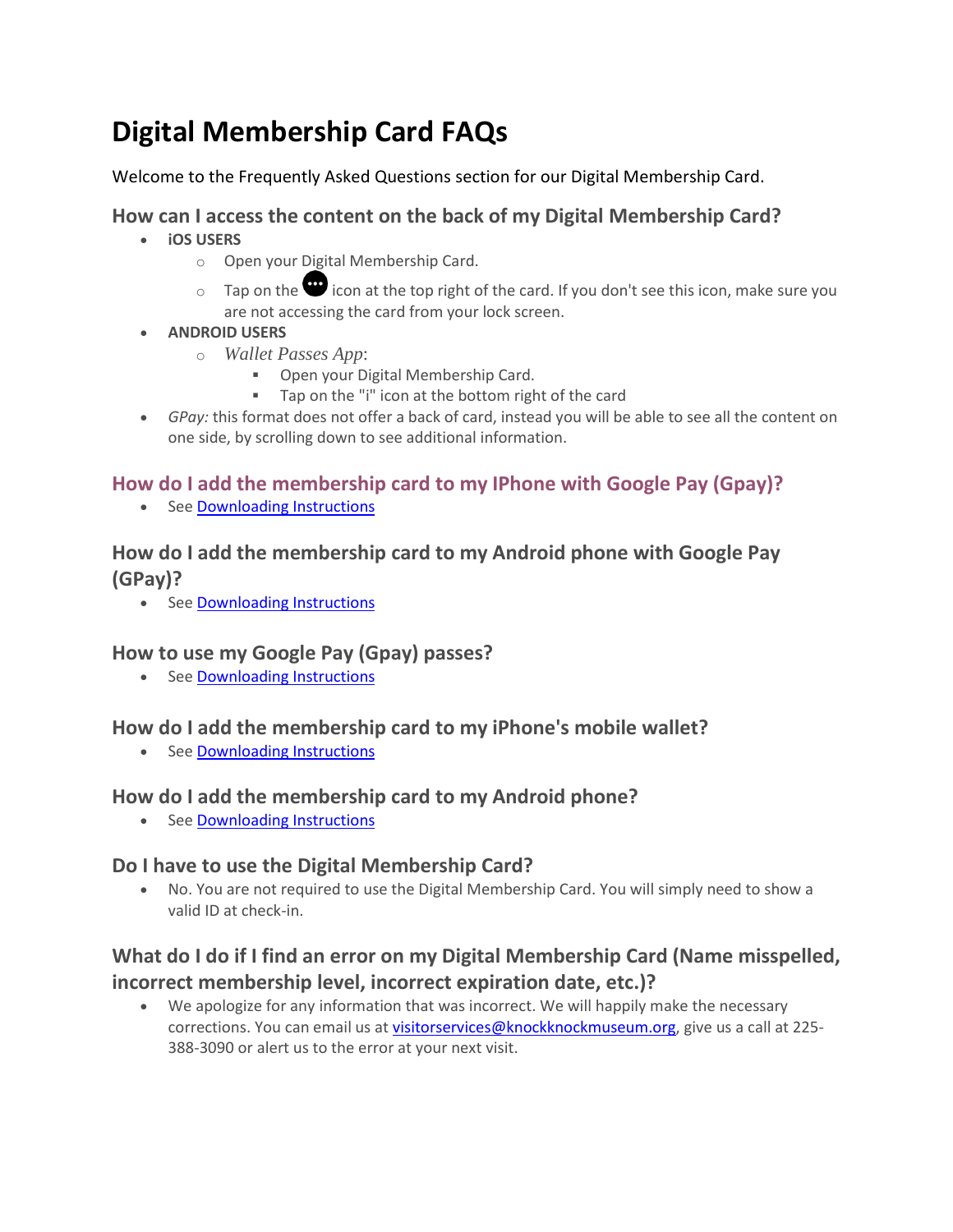# Digital Membership Card FAQs

Welcome to the Frequently Asked Questions section for our Digital Membership Card.

## How can I access the content on the back of my Digital Membership Card?

- **iOS USERS**
  - Open your Digital Membership Card.
  - Tap on the ••• icon at the top right of the card. If you don't see this icon, make sure you are not accessing the card from your lock screen.
- **ANDROID USERS**
  - *Wallet Passes App*:
    - Open your Digital Membership Card.
    - Tap on the "i" icon at the bottom right of the card
- *GPay:* this format does not offer a back of card, instead you will be able to see all the content on one side, by scrolling down to see additional information.

## How do I add the membership card to my IPhone with Google Pay (Gpay)?

- See Downloading Instructions

## How do I add the membership card to my Android phone with Google Pay (GPay)?

- See Downloading Instructions

## How to use my Google Pay (Gpay) passes?

- See Downloading Instructions

## How do I add the membership card to my iPhone's mobile wallet?

- See Downloading Instructions

## How do I add the membership card to my Android phone?

- See Downloading Instructions

## Do I have to use the Digital Membership Card?

- No. You are not required to use the Digital Membership Card. You will simply need to show a valid ID at check-in.

## What do I do if I find an error on my Digital Membership Card (Name misspelled, incorrect membership level, incorrect expiration date, etc.)?

- We apologize for any information that was incorrect. We will happily make the necessary corrections. You can email us at visitorservices@knockknockmuseum.org, give us a call at 225-388-3090 or alert us to the error at your next visit.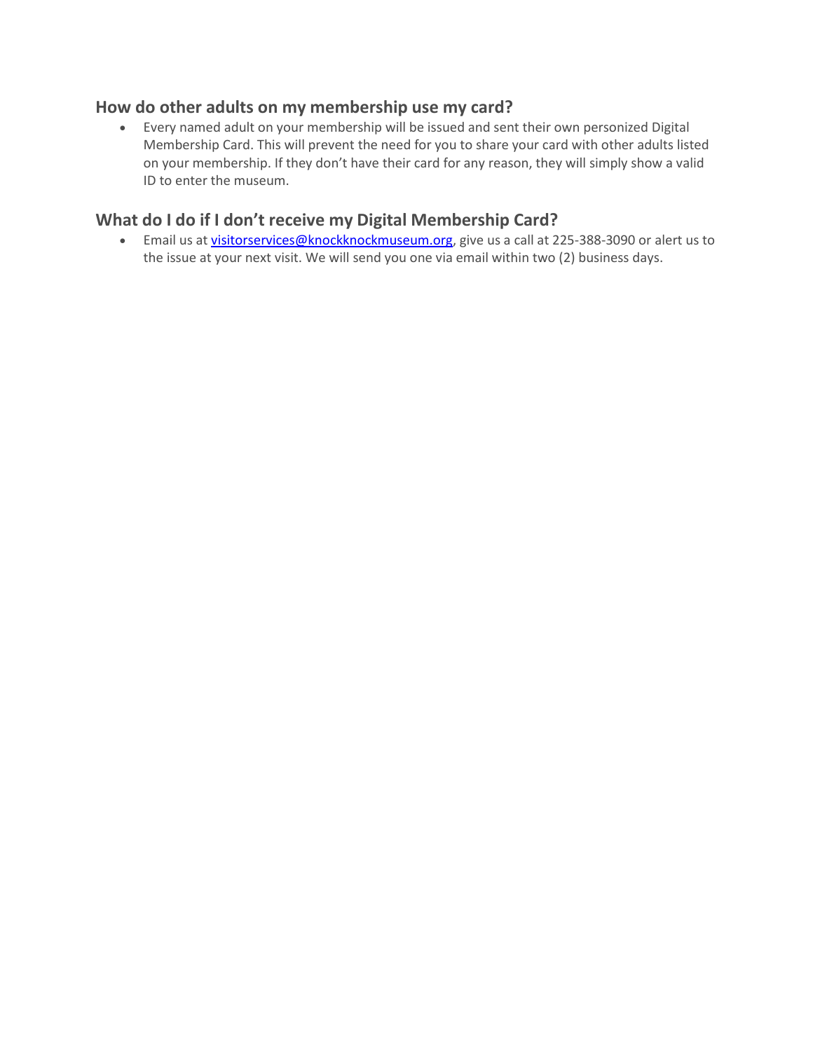## How do other adults on my membership use my card?

- Every named adult on your membership will be issued and sent their own personized Digital Membership Card. This will prevent the need for you to share your card with other adults listed on your membership. If they don't have their card for any reason, they will simply show a valid ID to enter the museum.

## What do I do if I don't receive my Digital Membership Card?

- Email us at [visitorservices@knockknockmuseum.org](mailto:visitorservices@knockknockmuseum.org), give us a call at 225-388-3090 or alert us to the issue at your next visit. We will send you one via email within two (2) business days.